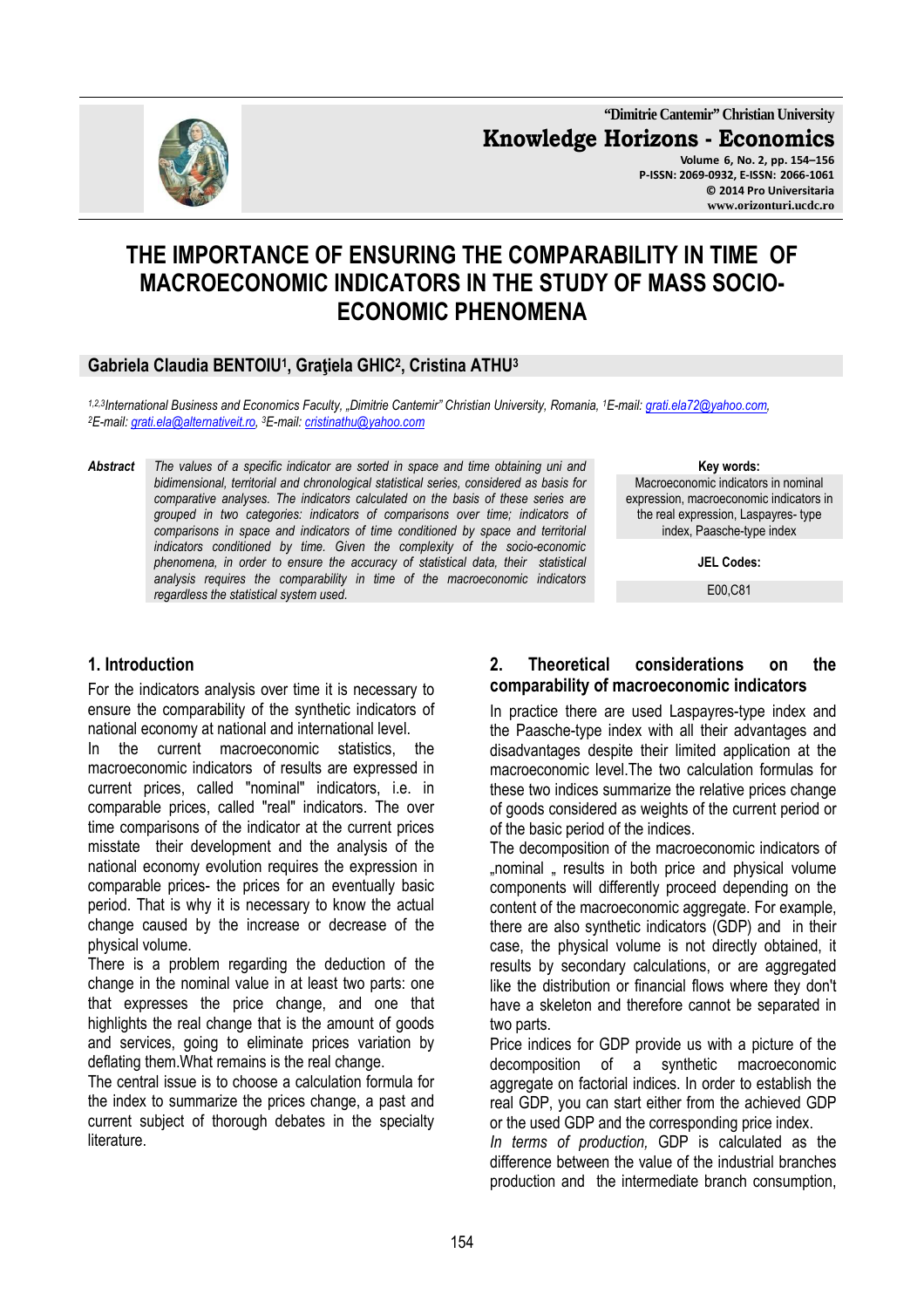# THE IMPORTANCE OF ENSURING THE COMPARABILITY IN TIME OF MACROECONOMIC INDICATORS IN THE STUDY OF MASS SOCIO-ECONOMIC PHENOMENA

**Gabriela Claudia BENTOIU[1], Graţiela GHIC[2], Cristina ATHU[3]**

*[1,2,3]International Business and Economics Faculty, „Dimitrie Cantemir" Christian University, Romania, [1]E-mail: grati.ela72@yahoo.com, [2]E-mail: grati.ela@alternativeit.ro, [3]E-mail: cristinathu@yahoo.com*

***Abstract*** *The values of a specific indicator are sorted in space and time obtaining uni and bidimensional, territorial and chronological statistical series, considered as basis for comparative analyses. The indicators calculated on the basis of these series are grouped in two categories: indicators of comparisons over time; indicators of comparisons in space and indicators of time conditioned by space and territorial indicators conditioned by time. Given the complexity of the socio-economic phenomena, in order to ensure the accuracy of statistical data, their statistical analysis requires the comparability in time of the macroeconomic indicators regardless the statistical system used.*

**Key words:**
Macroeconomic indicators in nominal expression, macroeconomic indicators in the real expression, Laspayres- type index, Paasche-type index

**JEL Codes:**
E00,C81

## 1. Introduction

For the indicators analysis over time it is necessary to ensure the comparability of the synthetic indicators of national economy at national and international level.

In the current macroeconomic statistics, the macroeconomic indicators of results are expressed in current prices, called "nominal" indicators, i.e. in comparable prices, called "real" indicators. The over time comparisons of the indicator at the current prices misstate their development and the analysis of the national economy evolution requires the expression in comparable prices- the prices for an eventually basic period. That is why it is necessary to know the actual change caused by the increase or decrease of the physical volume.

There is a problem regarding the deduction of the change in the nominal value in at least two parts: one that expresses the price change, and one that highlights the real change that is the amount of goods and services, going to eliminate prices variation by deflating them.What remains is the real change.

The central issue is to choose a calculation formula for the index to summarize the prices change, a past and current subject of thorough debates in the specialty literature.

## 2. Theoretical considerations on the comparability of macroeconomic indicators

In practice there are used Laspayres-type index and the Paasche-type index with all their advantages and disadvantages despite their limited application at the macroeconomic level.The two calculation formulas for these two indices summarize the relative prices change of goods considered as weights of the current period or of the basic period of the indices.

The decomposition of the macroeconomic indicators of „nominal „ results in both price and physical volume components will differently proceed depending on the content of the macroeconomic aggregate. For example, there are also synthetic indicators (GDP) and in their case, the physical volume is not directly obtained, it results by secondary calculations, or are aggregated like the distribution or financial flows where they don't have a skeleton and therefore cannot be separated in two parts.

Price indices for GDP provide us with a picture of the decomposition of a synthetic macroeconomic aggregate on factorial indices. In order to establish the real GDP, you can start either from the achieved GDP or the used GDP and the corresponding price index.

*In terms of production,* GDP is calculated as the difference between the value of the industrial branches production and the intermediate branch consumption,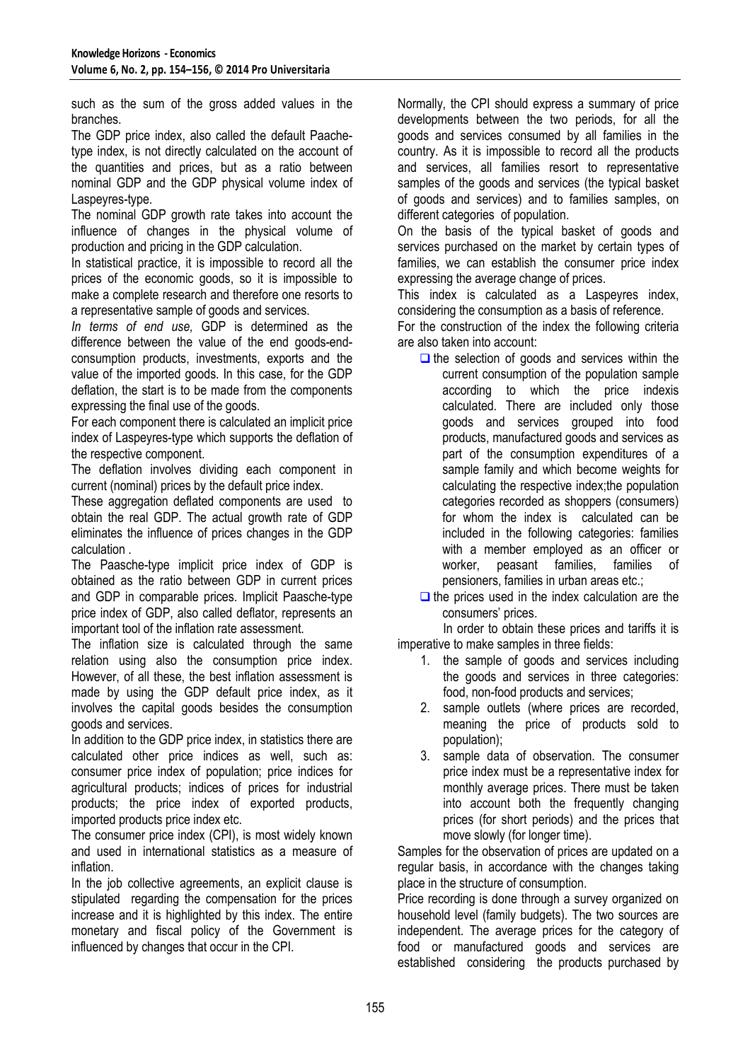such as the sum of the gross added values in the branches.

The GDP price index, also called the default Paache-type index, is not directly calculated on the account of the quantities and prices, but as a ratio between nominal GDP and the GDP physical volume index of Laspeyres-type.

The nominal GDP growth rate takes into account the influence of changes in the physical volume of production and pricing in the GDP calculation.

In statistical practice, it is impossible to record all the prices of the economic goods, so it is impossible to make a complete research and therefore one resorts to a representative sample of goods and services.

*In terms of end use,* GDP is determined as the difference between the value of the end goods-end-consumption products, investments, exports and the value of the imported goods. In this case, for the GDP deflation, the start is to be made from the components expressing the final use of the goods.

For each component there is calculated an implicit price index of Laspeyres-type which supports the deflation of the respective component.

The deflation involves dividing each component in current (nominal) prices by the default price index.

These aggregation deflated components are used to obtain the real GDP. The actual growth rate of GDP eliminates the influence of prices changes in the GDP calculation .

The Paasche-type implicit price index of GDP is obtained as the ratio between GDP in current prices and GDP in comparable prices. Implicit Paasche-type price index of GDP, also called deflator, represents an important tool of the inflation rate assessment.

The inflation size is calculated through the same relation using also the consumption price index. However, of all these, the best inflation assessment is made by using the GDP default price index, as it involves the capital goods besides the consumption goods and services.

In addition to the GDP price index, in statistics there are calculated other price indices as well, such as: consumer price index of population; price indices for agricultural products; indices of prices for industrial products; the price index of exported products, imported products price index etc.

The consumer price index (CPI), is most widely known and used in international statistics as a measure of inflation.

In the job collective agreements, an explicit clause is stipulated regarding the compensation for the prices increase and it is highlighted by this index. The entire monetary and fiscal policy of the Government is influenced by changes that occur in the CPI.

Normally, the CPI should express a summary of price developments between the two periods, for all the goods and services consumed by all families in the country. As it is impossible to record all the products and services, all families resort to representative samples of the goods and services (the typical basket of goods and services) and to families samples, on different categories of population.

On the basis of the typical basket of goods and services purchased on the market by certain types of families, we can establish the consumer price index expressing the average change of prices.

This index is calculated as a Laspeyres index, considering the consumption as a basis of reference.

For the construction of the index the following criteria are also taken into account:

- the selection of goods and services within the current consumption of the population sample according to which the price indexis calculated. There are included only those goods and services grouped into food products, manufactured goods and services as part of the consumption expenditures of a sample family and which become weights for calculating the respective index;the population categories recorded as shoppers (consumers) for whom the index is calculated can be included in the following categories: families with a member employed as an officer or worker, peasant families, families of pensioners, families in urban areas etc.;
- the prices used in the index calculation are the consumers' prices.

In order to obtain these prices and tariffs it is imperative to make samples in three fields:

1. the sample of goods and services including the goods and services in three categories: food, non-food products and services;
2. sample outlets (where prices are recorded, meaning the price of products sold to population);
3. sample data of observation. The consumer price index must be a representative index for monthly average prices. There must be taken into account both the frequently changing prices (for short periods) and the prices that move slowly (for longer time).

Samples for the observation of prices are updated on a regular basis, in accordance with the changes taking place in the structure of consumption.

Price recording is done through a survey organized on household level (family budgets). The two sources are independent. The average prices for the category of food or manufactured goods and services are established considering the products purchased by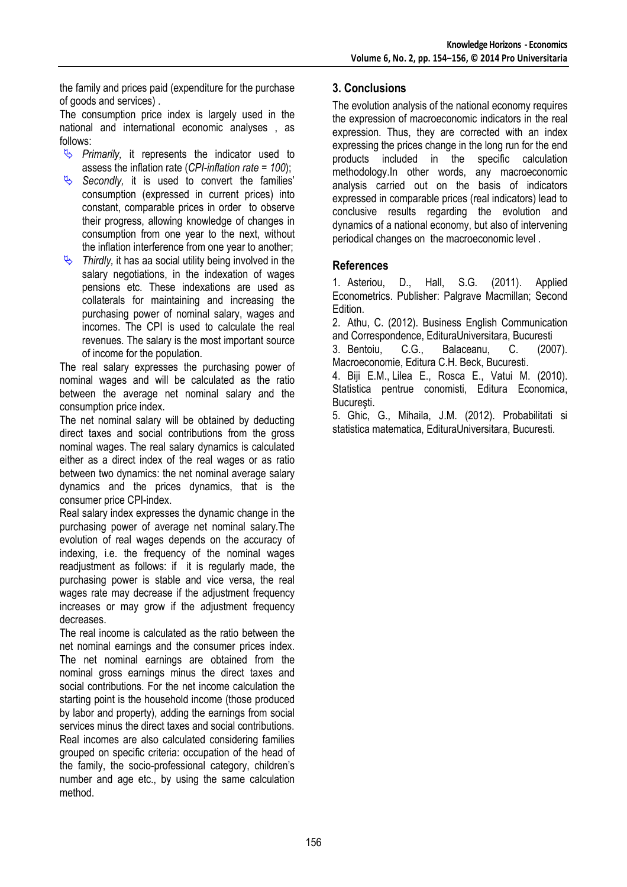the family and prices paid (expenditure for the purchase of goods and services) .

The consumption price index is largely used in the national and international economic analyses , as follows:

- *Primarily,* it represents the indicator used to assess the inflation rate (*CPI-inflation rate = 100*);
- *Secondly,* it is used to convert the families' consumption (expressed in current prices) into constant, comparable prices in order to observe their progress, allowing knowledge of changes in consumption from one year to the next, without the inflation interference from one year to another;
- *Thirdly,* it has aa social utility being involved in the salary negotiations, in the indexation of wages pensions etc. These indexations are used as collaterals for maintaining and increasing the purchasing power of nominal salary, wages and incomes. The CPI is used to calculate the real revenues. The salary is the most important source of income for the population.

The real salary expresses the purchasing power of nominal wages and will be calculated as the ratio between the average net nominal salary and the consumption price index.

The net nominal salary will be obtained by deducting direct taxes and social contributions from the gross nominal wages. The real salary dynamics is calculated either as a direct index of the real wages or as ratio between two dynamics: the net nominal average salary dynamics and the prices dynamics, that is the consumer price CPI-index.

Real salary index expresses the dynamic change in the purchasing power of average net nominal salary.The evolution of real wages depends on the accuracy of indexing, i.e. the frequency of the nominal wages readjustment as follows: if it is regularly made, the purchasing power is stable and vice versa, the real wages rate may decrease if the adjustment frequency increases or may grow if the adjustment frequency decreases.

The real income is calculated as the ratio between the net nominal earnings and the consumer prices index. The net nominal earnings are obtained from the nominal gross earnings minus the direct taxes and social contributions. For the net income calculation the starting point is the household income (those produced by labor and property), adding the earnings from social services minus the direct taxes and social contributions. Real incomes are also calculated considering families grouped on specific criteria: occupation of the head of the family, the socio-professional category, children's number and age etc., by using the same calculation method.

## 3. Conclusions

The evolution analysis of the national economy requires the expression of macroeconomic indicators in the real expression. Thus, they are corrected with an index expressing the prices change in the long run for the end products included in the specific calculation methodology.In other words, any macroeconomic analysis carried out on the basis of indicators expressed in comparable prices (real indicators) lead to conclusive results regarding the evolution and dynamics of a national economy, but also of intervening periodical changes on the macroeconomic level .

## References

1. Asteriou, D., Hall, S.G. (2011). Applied Econometrics. Publisher: Palgrave Macmillan; Second Edition.
2. Athu, C. (2012). Business English Communication and Correspondence, EdituraUniversitara, Bucuresti
3. Bentoiu, C.G., Balaceanu, C. (2007). Macroeconomie, Editura C.H. Beck, Bucuresti.
4. Biji E.M., Lilea E., Rosca E., Vatui M. (2010). Statistica pentrue conomisti, Editura Economica, Bucureşti.
5. Ghic, G., Mihaila, J.M. (2012). Probabilitati si statistica matematica, EdituraUniversitara, Bucuresti.